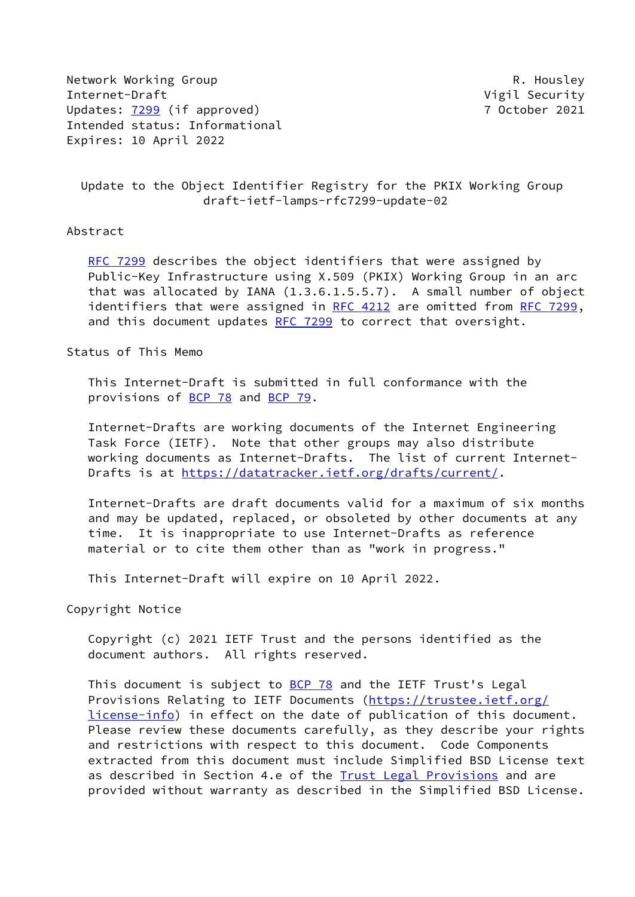Network Working Group R. Housley
Internet-Draft Vigil Security
Updates: 7299 (if approved) 7 October 2021
Intended status: Informational
Expires: 10 April 2022

# Update to the Object Identifier Registry for the PKIX Working Group
draft-ietf-lamps-rfc7299-update-02

## Abstract

RFC 7299 describes the object identifiers that were assigned by Public-Key Infrastructure using X.509 (PKIX) Working Group in an arc that was allocated by IANA (1.3.6.1.5.5.7). A small number of object identifiers that were assigned in RFC 4212 are omitted from RFC 7299, and this document updates RFC 7299 to correct that oversight.

## Status of This Memo

This Internet-Draft is submitted in full conformance with the provisions of BCP 78 and BCP 79.

Internet-Drafts are working documents of the Internet Engineering Task Force (IETF). Note that other groups may also distribute working documents as Internet-Drafts. The list of current Internet-Drafts is at https://datatracker.ietf.org/drafts/current/.

Internet-Drafts are draft documents valid for a maximum of six months and may be updated, replaced, or obsoleted by other documents at any time. It is inappropriate to use Internet-Drafts as reference material or to cite them other than as "work in progress."

This Internet-Draft will expire on 10 April 2022.

## Copyright Notice

Copyright (c) 2021 IETF Trust and the persons identified as the document authors. All rights reserved.

This document is subject to BCP 78 and the IETF Trust's Legal Provisions Relating to IETF Documents (https://trustee.ietf.org/license-info) in effect on the date of publication of this document. Please review these documents carefully, as they describe your rights and restrictions with respect to this document. Code Components extracted from this document must include Simplified BSD License text as described in Section 4.e of the Trust Legal Provisions and are provided without warranty as described in the Simplified BSD License.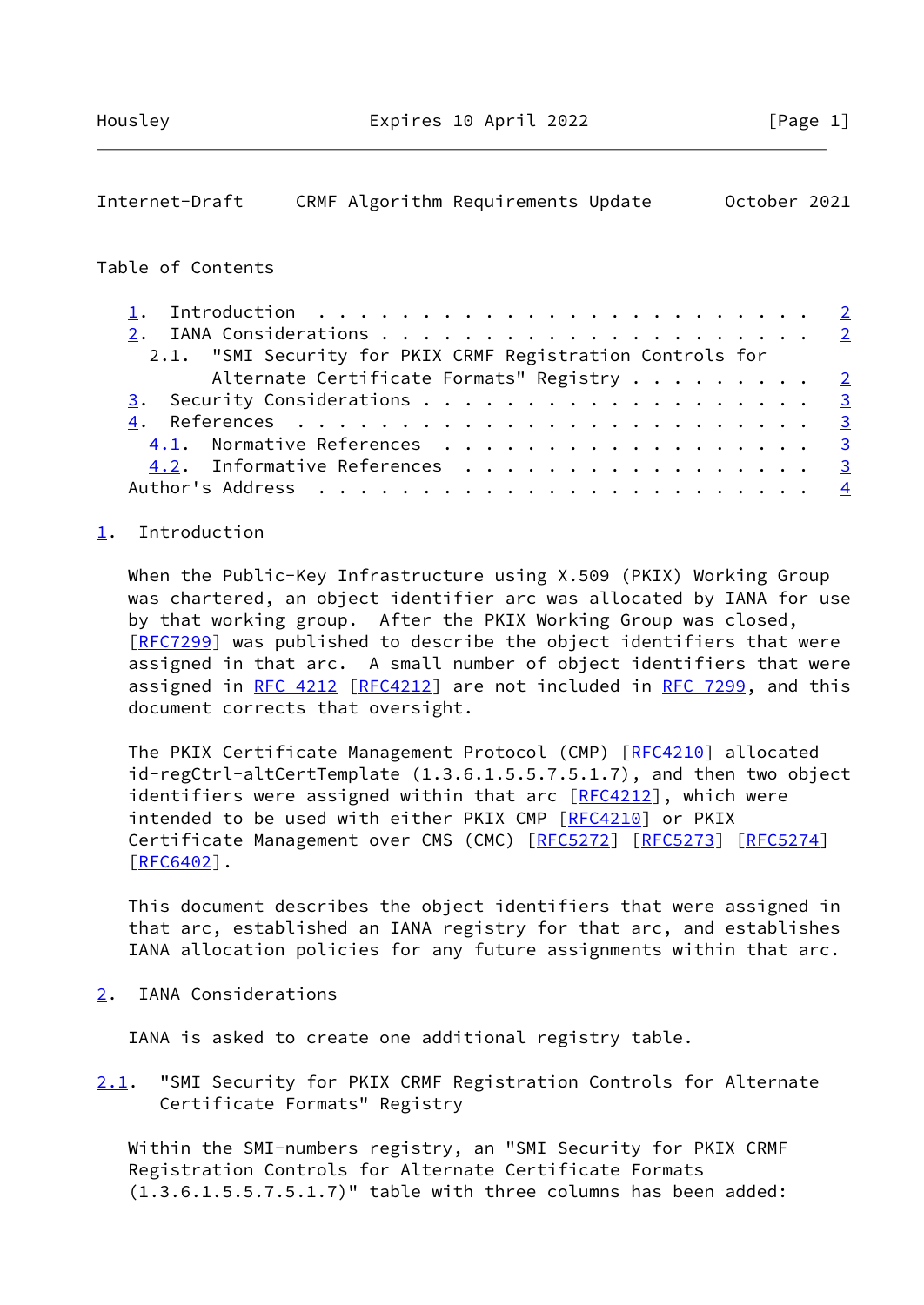Table of Contents

1. Introduction . . . . . . . . . . . . . . . . . . . . . . . . 2
2. IANA Considerations . . . . . . . . . . . . . . . . . . . . . 2
   2.1. "SMI Security for PKIX CRMF Registration Controls for Alternate Certificate Formats" Registry . . . . . . . . . 2
3. Security Considerations . . . . . . . . . . . . . . . . . . . 3
4. References . . . . . . . . . . . . . . . . . . . . . . . . . 3
   4.1. Normative References . . . . . . . . . . . . . . . . . . 3
   4.2. Informative References . . . . . . . . . . . . . . . . . 3
Author's Address . . . . . . . . . . . . . . . . . . . . . . . . 4

## 1. Introduction

When the Public-Key Infrastructure using X.509 (PKIX) Working Group was chartered, an object identifier arc was allocated by IANA for use by that working group. After the PKIX Working Group was closed, [RFC7299] was published to describe the object identifiers that were assigned in that arc. A small number of object identifiers that were assigned in RFC 4212 [RFC4212] are not included in RFC 7299, and this document corrects that oversight.

The PKIX Certificate Management Protocol (CMP) [RFC4210] allocated id-regCtrl-altCertTemplate (1.3.6.1.5.5.7.5.1.7), and then two object identifiers were assigned within that arc [RFC4212], which were intended to be used with either PKIX CMP [RFC4210] or PKIX Certificate Management over CMS (CMC) [RFC5272] [RFC5273] [RFC5274] [RFC6402].

This document describes the object identifiers that were assigned in that arc, established an IANA registry for that arc, and establishes IANA allocation policies for any future assignments within that arc.

## 2. IANA Considerations

IANA is asked to create one additional registry table.

### 2.1. "SMI Security for PKIX CRMF Registration Controls for Alternate Certificate Formats" Registry

Within the SMI-numbers registry, an "SMI Security for PKIX CRMF Registration Controls for Alternate Certificate Formats (1.3.6.1.5.5.7.5.1.7)" table with three columns has been added: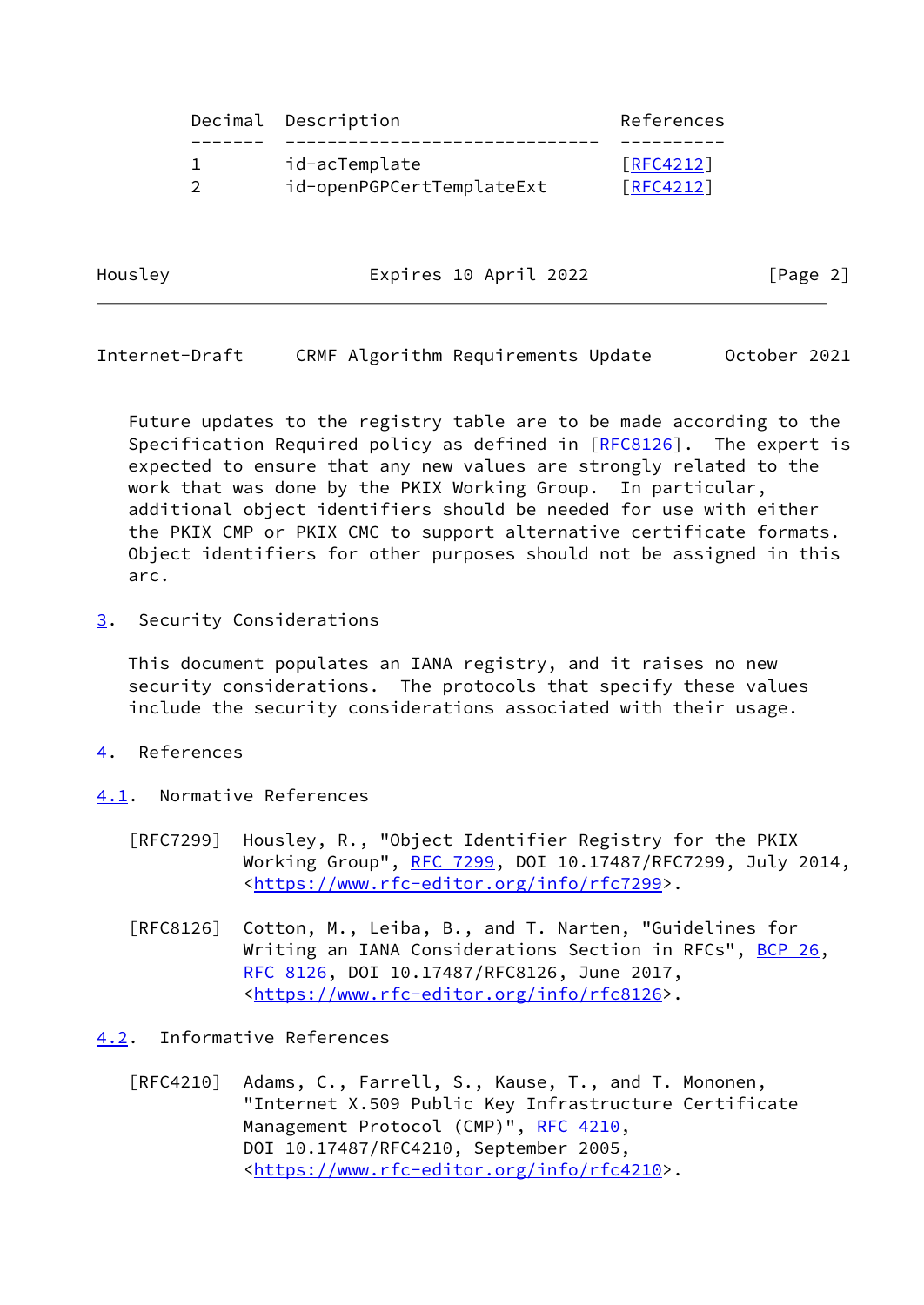| Decimal | Description | References |
| --- | --- | --- |
| 1 | id-acTemplate | [RFC4212] |
| 2 | id-openPGPCertTemplateExt | [RFC4212] |

Future updates to the registry table are to be made according to the Specification Required policy as defined in [RFC8126]. The expert is expected to ensure that any new values are strongly related to the work that was done by the PKIX Working Group. In particular, additional object identifiers should be needed for use with either the PKIX CMP or PKIX CMC to support alternative certificate formats. Object identifiers for other purposes should not be assigned in this arc.

## 3. Security Considerations

This document populates an IANA registry, and it raises no new security considerations. The protocols that specify these values include the security considerations associated with their usage.

## 4. References

### 4.1. Normative References

[RFC7299] Housley, R., "Object Identifier Registry for the PKIX Working Group", RFC 7299, DOI 10.17487/RFC7299, July 2014, <https://www.rfc-editor.org/info/rfc7299>.

[RFC8126] Cotton, M., Leiba, B., and T. Narten, "Guidelines for Writing an IANA Considerations Section in RFCs", BCP 26, RFC 8126, DOI 10.17487/RFC8126, June 2017, <https://www.rfc-editor.org/info/rfc8126>.

### 4.2. Informative References

[RFC4210] Adams, C., Farrell, S., Kause, T., and T. Mononen, "Internet X.509 Public Key Infrastructure Certificate Management Protocol (CMP)", RFC 4210, DOI 10.17487/RFC4210, September 2005, <https://www.rfc-editor.org/info/rfc4210>.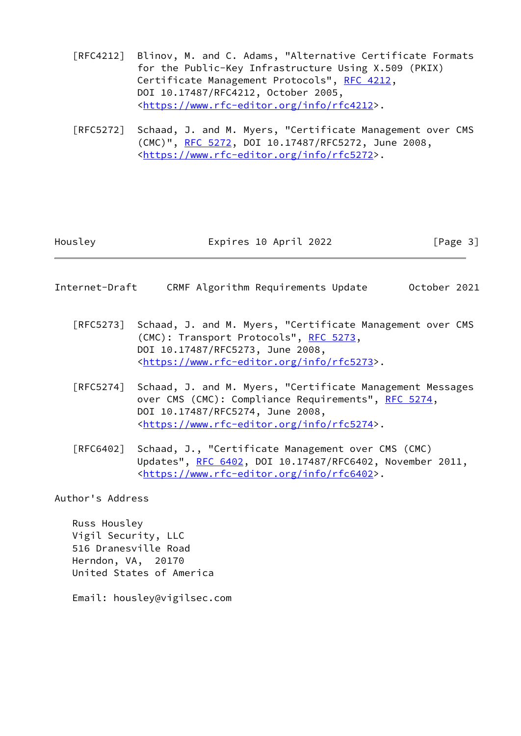[RFC4212] Blinov, M. and C. Adams, "Alternative Certificate Formats for the Public-Key Infrastructure Using X.509 (PKIX) Certificate Management Protocols", RFC 4212, DOI 10.17487/RFC4212, October 2005, <https://www.rfc-editor.org/info/rfc4212>.

[RFC5272] Schaad, J. and M. Myers, "Certificate Management over CMS (CMC)", RFC 5272, DOI 10.17487/RFC5272, June 2008, <https://www.rfc-editor.org/info/rfc5272>.

[RFC5273] Schaad, J. and M. Myers, "Certificate Management over CMS (CMC): Transport Protocols", RFC 5273, DOI 10.17487/RFC5273, June 2008, <https://www.rfc-editor.org/info/rfc5273>.

[RFC5274] Schaad, J. and M. Myers, "Certificate Management Messages over CMS (CMC): Compliance Requirements", RFC 5274, DOI 10.17487/RFC5274, June 2008, <https://www.rfc-editor.org/info/rfc5274>.

[RFC6402] Schaad, J., "Certificate Management over CMS (CMC) Updates", RFC 6402, DOI 10.17487/RFC6402, November 2011, <https://www.rfc-editor.org/info/rfc6402>.

## Author's Address

Russ Housley
Vigil Security, LLC
516 Dranesville Road
Herndon, VA,  20170
United States of America

Email: housley@vigilsec.com